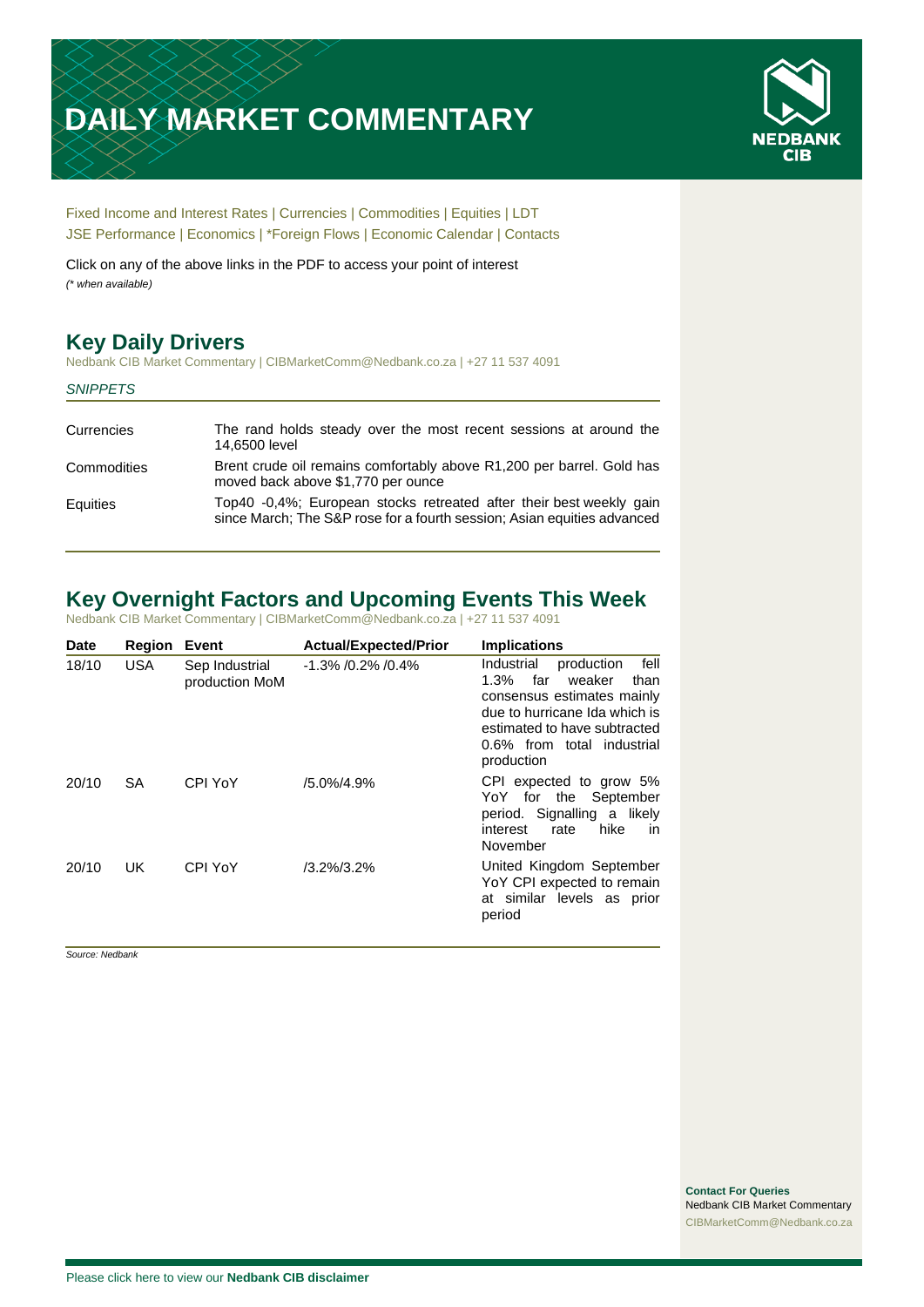# DAILY MARKET COMMENTARY

NEDBANK CIB

Fixed Income and Interest Rates | Currencies | Commodities | Equities | LDT
JSE Performance | Economics | *Foreign Flows | Economic Calendar | Contacts

Click on any of the above links in the PDF to access your point of interest
*(* when available)*

## Key Daily Drivers

Nedbank CIB Market Commentary | CIBMarketComm@Nedbank.co.za | +27 11 537 4091

*SNIPPETS*

| | |
|---|---|
| Currencies | The rand holds steady over the most recent sessions at around the 14,6500 level |
| Commodities | Brent crude oil remains comfortably above R1,200 per barrel. Gold has moved back above $1,770 per ounce |
| Equities | Top40 -0,4%; European stocks retreated after their best weekly gain since March; The S&P rose for a fourth session; Asian equities advanced |

## Key Overnight Factors and Upcoming Events This Week

Nedbank CIB Market Commentary | CIBMarketComm@Nedbank.co.za | +27 11 537 4091

| Date | Region | Event | Actual/Expected/Prior | Implications |
|---|---|---|---|---|
| 18/10 | USA | Sep Industrial production MoM | -1.3% /0.2% /0.4% | Industrial production fell 1.3% far weaker than consensus estimates mainly due to hurricane Ida which is estimated to have subtracted 0.6% from total industrial production |
| 20/10 | SA | CPI YoY | /5.0%/4.9% | CPI expected to grow 5% YoY for the September period. Signalling a likely interest rate hike in November |
| 20/10 | UK | CPI YoY | /3.2%/3.2% | United Kingdom September YoY CPI expected to remain at similar levels as prior period |

*Source: Nedbank*

**Contact For Queries**
Nedbank CIB Market Commentary
CIBMarketComm@Nedbank.co.za

Please click here to view our **Nedbank CIB disclaimer**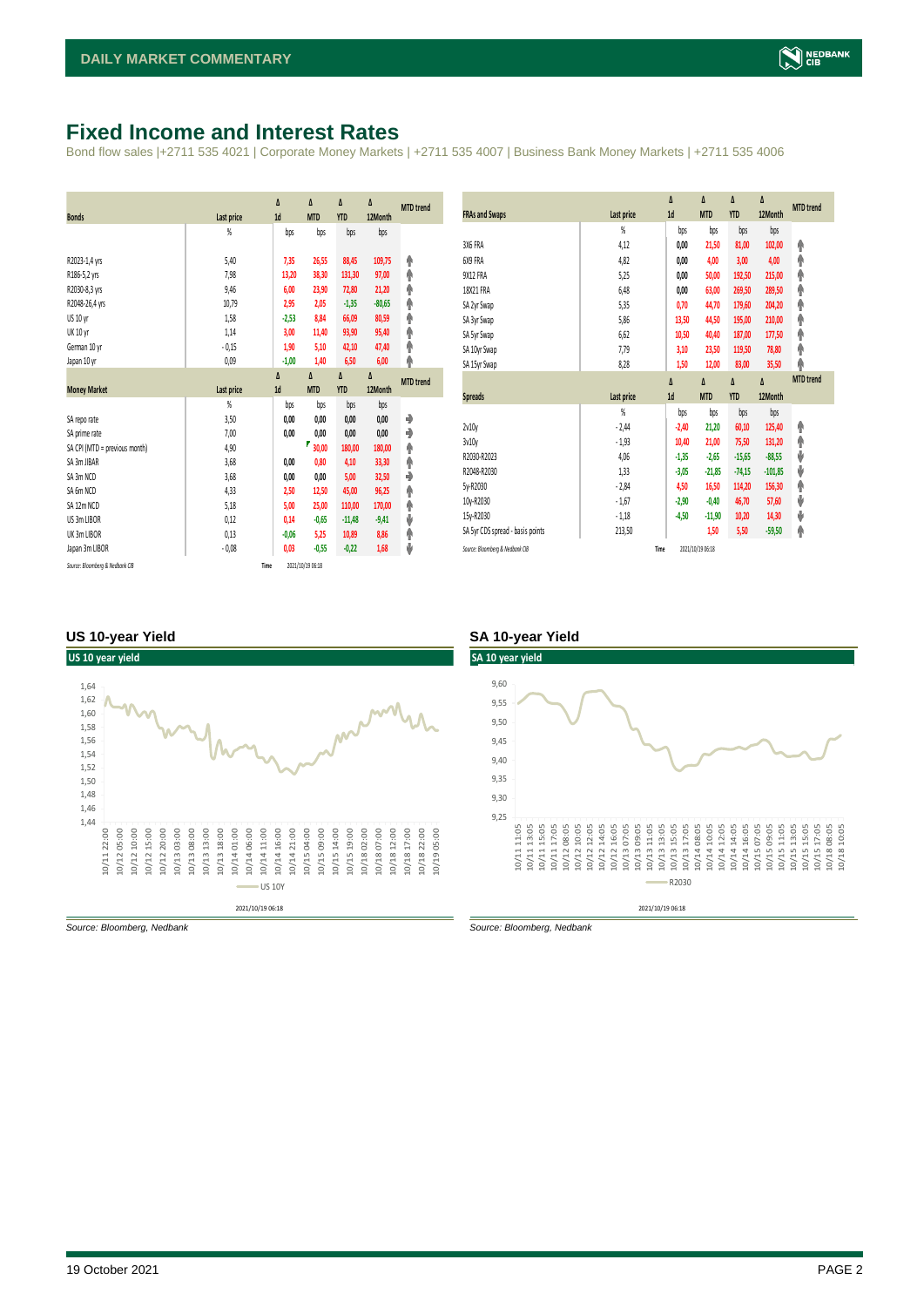# Fixed Income and Interest Rates

Bond flow sales |+2711 535 4021 | Corporate Money Markets | +2711 535 4007 | Business Bank Money Markets | +2711 535 4006

| Bonds | Last price | Δ 1d | Δ MTD | Δ YTD | Δ 12Month | MTD trend |
|---|---|---|---|---|---|---|
| | % | bps | bps | bps | bps | |
| R2023-1,4 yrs | 5,40 | 7,35 | 26,55 | 88,45 | 109,75 | ↑ |
| R186-5,2 yrs | 7,98 | 13,20 | 38,30 | 131,30 | 97,00 | ↑ |
| R2030-8,3 yrs | 9,46 | 6,00 | 23,90 | 72,80 | 21,20 | ↑ |
| R2048-26,4 yrs | 10,79 | 2,95 | 2,05 | -1,35 | -80,65 | ↑ |
| US 10 yr | 1,58 | -2,53 | 8,84 | 66,09 | 80,59 | ↑ |
| UK 10 yr | 1,14 | 3,00 | 11,40 | 93,90 | 95,40 | ↑ |
| German 10 yr | -0,15 | 1,90 | 5,10 | 42,10 | 47,40 | ↑ |
| Japan 10 yr | 0,09 | -1,00 | 1,40 | 6,50 | 6,00 | ↑ |

| Money Market | Last price | Δ 1d | Δ MTD | Δ YTD | Δ 12Month | MTD trend |
|---|---|---|---|---|---|---|
| | % | bps | bps | bps | bps | |
| SA repo rate | 3,50 | 0,00 | 0,00 | 0,00 | 0,00 | → |
| SA prime rate | 7,00 | 0,00 | 0,00 | 0,00 | 0,00 | → |
| SA CPI (MTD = previous month) | 4,90 | | 30,00 | 180,00 | 180,00 | ↑ |
| SA 3m JIBAR | 3,68 | 0,00 | 0,80 | 4,10 | 33,30 | ↑ |
| SA 3m NCD | 3,68 | 0,00 | 0,00 | 5,00 | 32,50 | → |
| SA 6m NCD | 4,33 | 2,50 | 12,50 | 45,00 | 96,25 | ↑ |
| SA 12m NCD | 5,18 | 5,00 | 25,00 | 110,00 | 170,00 | ↑ |
| US 3m LIBOR | 0,12 | 0,14 | -0,65 | -11,48 | -9,41 | ↓ |
| UK 3m LIBOR | 0,13 | -0,06 | 5,25 | 10,89 | 8,86 | ↑ |
| Japan 3m LIBOR | -0,08 | 0,03 | -0,55 | -0,22 | 1,68 | ↓ |

Source: Bloomberg & Nedbank CIB Time 2021/10/19 06:18

| FRAs and Swaps | Last price | Δ 1d | Δ MTD | Δ YTD | Δ 12Month | MTD trend |
|---|---|---|---|---|---|---|
| | % | bps | bps | bps | bps | |
| 3X6 FRA | 4,12 | 0,00 | 21,50 | 81,00 | 102,00 | ↑ |
| 6X9 FRA | 4,82 | 0,00 | 4,00 | 3,00 | 4,00 | ↑ |
| 9X12 FRA | 5,25 | 0,00 | 50,00 | 192,50 | 215,00 | ↑ |
| 18X21 FRA | 6,48 | 0,00 | 63,00 | 269,50 | 289,50 | ↑ |
| SA 2yr Swap | 5,35 | 0,70 | 44,70 | 179,60 | 204,20 | ↑ |
| SA 3yr Swap | 5,86 | 13,50 | 44,50 | 195,00 | 210,00 | ↑ |
| SA 5yr Swap | 6,62 | 10,50 | 40,40 | 187,00 | 177,50 | ↑ |
| SA 10yr Swap | 7,79 | 3,10 | 23,50 | 119,50 | 78,80 | ↑ |
| SA 15yr Swap | 8,28 | 1,50 | 12,00 | 83,00 | 35,50 | ↑ |

| Spreads | Last price | Δ 1d | Δ MTD | Δ YTD | Δ 12Month | MTD trend |
|---|---|---|---|---|---|---|
| | % | bps | bps | bps | bps | |
| 2v10y | -2,44 | -2,40 | 21,20 | 60,10 | 125,40 | ↑ |
| 3v10y | -1,93 | 10,40 | 21,00 | 75,50 | 131,20 | ↑ |
| R2030-R2023 | 4,06 | -1,35 | -2,65 | -15,65 | -88,55 | ↓ |
| R2048-R2030 | 1,33 | -3,05 | -21,85 | -74,15 | -101,85 | ↓ |
| 5y-R2030 | -2,84 | 4,50 | 16,50 | 114,20 | 156,30 | ↑ |
| 10y-R2030 | -1,67 | -2,90 | -0,40 | 46,70 | 57,60 | ↓ |
| 15y-R2030 | -1,18 | -4,50 | -11,90 | 10,20 | 14,30 | ↓ |
| SA 5yr CDS spread - basis points | 213,50 | | 1,50 | 5,50 | -59,50 | ↑ |

Source: Bloomberg & Nedbank CIB Time 2021/10/19 06:18

## US 10-year Yield

Source: Bloomberg, Nedbank

## SA 10-year Yield

Source: Bloomberg, Nedbank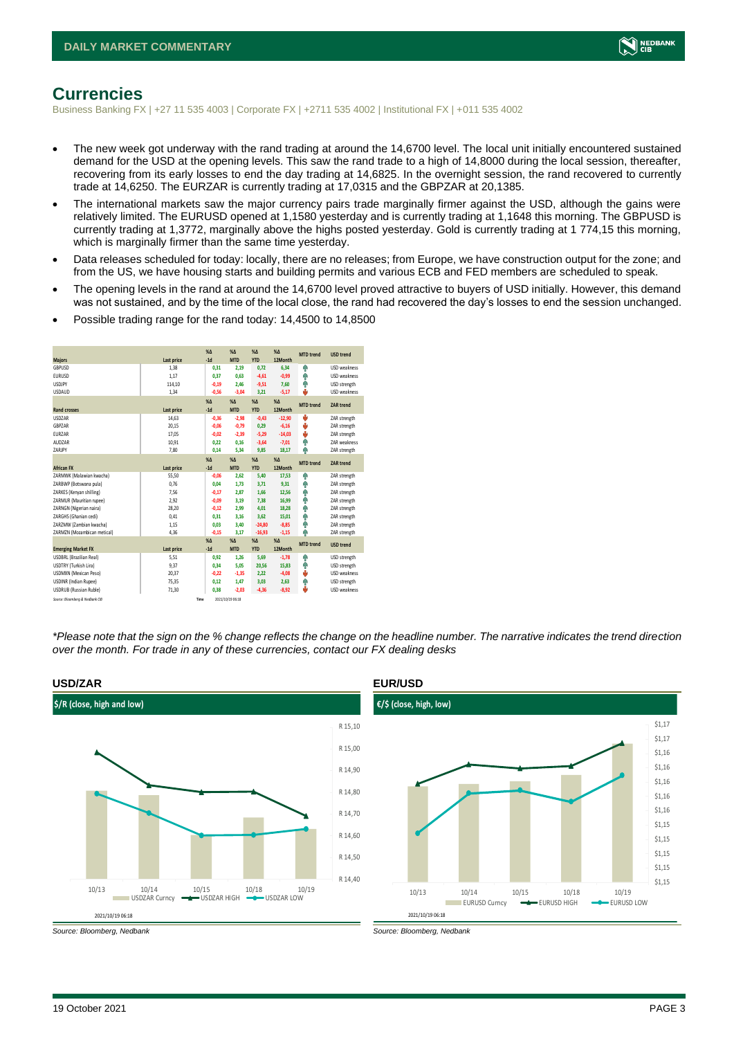# Currencies

Business Banking FX | +27 11 535 4003 | Corporate FX | +2711 535 4002 | Institutional FX | +011 535 4002

- The new week got underway with the rand trading at around the 14,6700 level. The local unit initially encountered sustained demand for the USD at the opening levels. This saw the rand trade to a high of 14,8000 during the local session, thereafter, recovering from its early losses to end the day trading at 14,6825. In the overnight session, the rand recovered to currently trade at 14,6250. The EURZAR is currently trading at 17,0315 and the GBPZAR at 20,1385.
- The international markets saw the major currency pairs trade marginally firmer against the USD, although the gains were relatively limited. The EURUSD opened at 1,1580 yesterday and is currently trading at 1,1648 this morning. The GBPUSD is currently trading at 1,3772, marginally above the highs posted yesterday. Gold is currently trading at 1 774,15 this morning, which is marginally firmer than the same time yesterday.
- Data releases scheduled for today: locally, there are no releases; from Europe, we have construction output for the zone; and from the US, we have housing starts and building permits and various ECB and FED members are scheduled to speak.
- The opening levels in the rand at around the 14,6700 level proved attractive to buyers of USD initially. However, this demand was not sustained, and by the time of the local close, the rand had recovered the day's losses to end the session unchanged.
- Possible trading range for the rand today: 14,4500 to 14,8500

| Majors | Last price | %Δ -1d | %Δ MTD | %Δ YTD | %Δ 12Month | MTD trend | USD trend |
|---|---|---|---|---|---|---|---|
| GBPUSD | 1,38 | 0,31 | 2,19 | 0,72 | 6,34 | ↑ | USD weakness |
| EURUSD | 1,17 | 0,37 | 0,63 | -4,61 | -0,99 | ↑ | USD weakness |
| USDJPY | 114,10 | -0,19 | 2,46 | -9,51 | 7,60 | ↑ | USD strength |
| USDAUD | 1,34 | -0,56 | -3,04 | 3,21 | -5,17 | ↓ | USD weakness |
| **Rand crosses** | **Last price** | **%Δ -1d** | **%Δ MTD** | **%Δ YTD** | **%Δ 12Month** | **MTD trend** | **ZAR trend** |
| USDZAR | 14,63 | -0,36 | -2,98 | -0,43 | -12,90 | ↓ | ZAR strength |
| GBPZAR | 20,15 | -0,06 | -0,79 | 0,29 | -6,16 | ↓ | ZAR strength |
| EURZAR | 17,05 | -0,02 | -2,39 | -5,29 | -14,03 | ↓ | ZAR strength |
| AUDZAR | 10,91 | 0,22 | 0,16 | -3,64 | -7,01 | ↑ | ZAR weakness |
| ZARJPY | 7,80 | 0,14 | 5,34 | 9,85 | 18,17 | ↑ | ZAR strength |
| **African FX** | **Last price** | **%Δ -1d** | **%Δ MTD** | **%Δ YTD** | **%Δ 12Month** | **MTD trend** | **ZAR trend** |
| ZARMWK (Malawian kwacha) | 55,50 | -0,06 | 2,62 | 5,40 | 17,53 | ↑ | ZAR strength |
| ZARBWP (Botswana pula) | 0,76 | 0,04 | 1,73 | 3,71 | 9,31 | ↑ | ZAR strength |
| ZARKES (Kenyan shilling) | 7,56 | -0,17 | 2,87 | 1,66 | 12,56 | ↑ | ZAR strength |
| ZARMUR (Mauritian rupee) | 2,92 | -0,09 | 3,19 | 7,38 | 16,99 | ↑ | ZAR strength |
| ZARNGN (Nigerian naira) | 28,20 | -0,12 | 2,99 | 4,01 | 18,28 | ↑ | ZAR strength |
| ZARGHS (Ghanian cedi) | 0,41 | 0,31 | 3,16 | 3,62 | 15,01 | ↑ | ZAR strength |
| ZARZMW (Zambian kwacha) | 1,15 | 0,03 | 3,40 | -24,80 | -8,85 | ↑ | ZAR strength |
| ZARMZN (Mozambican metical) | 4,36 | -0,15 | 3,17 | -16,93 | -1,15 | ↑ | ZAR strength |
| **Emerging Market FX** | **Last price** | **%Δ -1d** | **%Δ MTD** | **%Δ YTD** | **%Δ 12Month** | **MTD trend** | **USD trend** |
| USDBRL (Brazilian Real) | 5,51 | 0,92 | 1,26 | 5,69 | -1,78 | ↑ | USD strength |
| USDTRY (Turkish Lira) | 9,37 | 0,34 | 5,05 | 20,56 | 15,83 | ↑ | USD strength |
| USDMXN (Mexican Peso) | 20,37 | -0,22 | -1,35 | 2,22 | -4,08 | ↓ | USD weakness |
| USDINR (Indian Rupee) | 75,35 | 0,12 | 1,47 | 3,03 | 2,63 | ↑ | USD strength |
| USDRUB (Russian Ruble) | 71,30 | 0,38 | -2,03 | -4,36 | -8,92 | ↓ | USD weakness |

Source: Bloomberg & Nedbank CIB Time 2021/10/19 06:18

*\*Please note that the sign on the % change reflects the change on the headline number. The narrative indicates the trend direction over the month. For trade in any of these currencies, contact our FX dealing desks*

## USD/ZAR

$/R (close, high and low)

Legend: USDZAR Curncy, USDZAR HIGH, USDZAR LOW (10/13 – 10/19; R 14,40 – R 15,10)

2021/10/19 06:18

Source: Bloomberg, Nedbank

## EUR/USD

€/$ (close, high, low)

Legend: EURUSD Curncy, EURUSD HIGH, EURUSD LOW (10/13 – 10/19; $1,15 – $1,17)

2021/10/19 06:18

Source: Bloomberg, Nedbank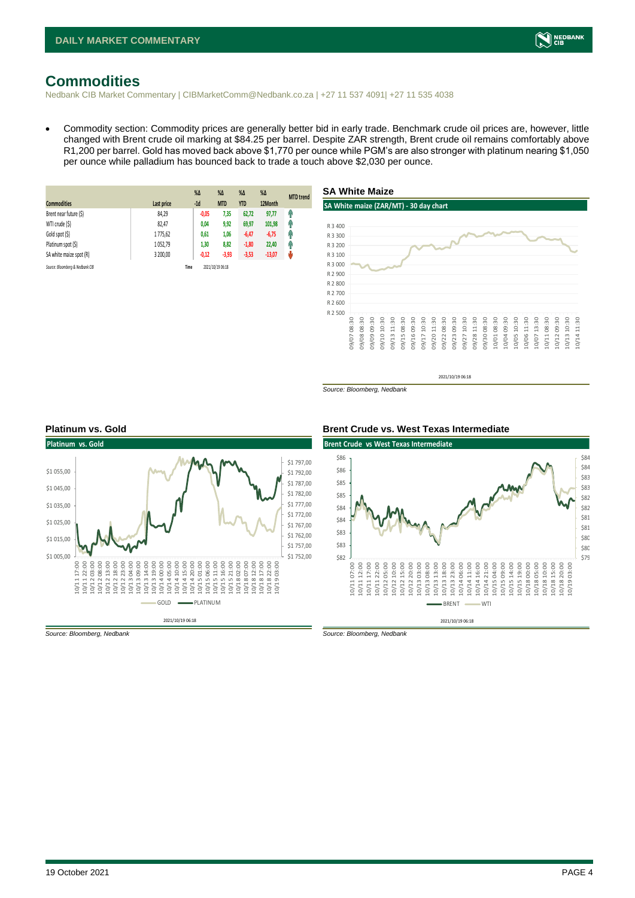# Commodities

Nedbank CIB Market Commentary | CIBMarketComm@Nedbank.co.za | +27 11 537 4091| +27 11 535 4038

- Commodity section: Commodity prices are generally better bid in early trade. Benchmark crude oil prices are, however, little changed with Brent crude oil marking at $84.25 per barrel. Despite ZAR strength, Brent crude oil remains comfortably above R1,200 per barrel. Gold has moved back above $1,770 per ounce while PGM's are also stronger with platinum nearing $1,050 per ounce while palladium has bounced back to trade a touch above $2,030 per ounce.

| Commodities | Last price | %Δ -1d | %Δ MTD | %Δ YTD | %Δ 12Month | MTD trend |
|---|---|---|---|---|---|---|
| Brent near future ($) | 84,29 | -0,05 | 7,35 | 62,72 | 97,77 | ↑ |
| WTI crude ($) | 82,47 | 0,04 | 9,92 | 69,97 | 101,98 | ↑ |
| Gold spot ($) | 1 775,62 | 0,61 | 1,06 | -6,47 | -6,75 | ↑ |
| Platinum spot ($) | 1 052,79 | 1,30 | 8,82 | -1,80 | 22,40 | ↑ |
| SA white maize spot (R) | 3 200,00 | -0,12 | -3,93 | -3,53 | -13,07 | ↓ |

*Source: Bloomberg & Nedbank CIB* Time 2021/10/19 06:18

### SA White Maize

*Source: Bloomberg, Nedbank*

### Platinum vs. Gold

*Source: Bloomberg, Nedbank*

### Brent Crude vs. West Texas Intermediate

*Source: Bloomberg, Nedbank*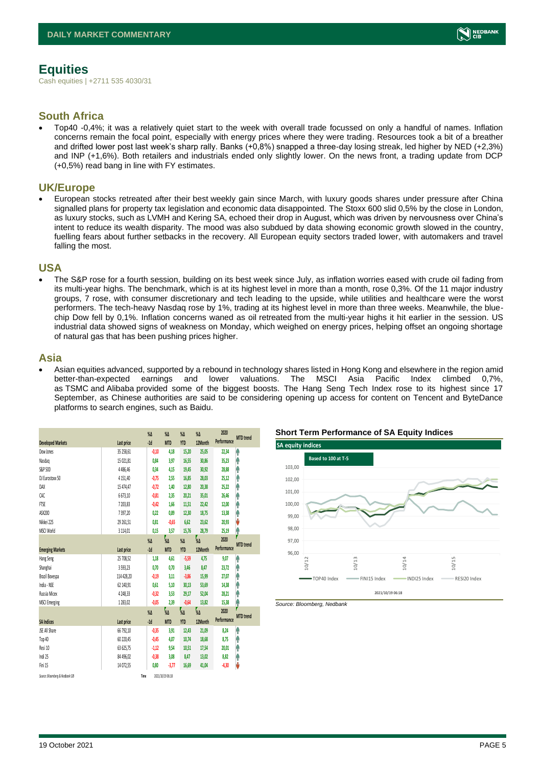# Equities

Cash equities | +2711 535 4030/31

## South Africa

- Top40 -0,4%; it was a relatively quiet start to the week with overall trade focussed on only a handful of names. Inflation concerns remain the focal point, especially with energy prices where they were trading. Resources took a bit of a breather and drifted lower post last week's sharp rally. Banks (+0,8%) snapped a three-day losing streak, led higher by NED (+2,3%) and INP (+1,6%). Both retailers and industrials ended only slightly lower. On the news front, a trading update from DCP (+0,5%) read bang in line with FY estimates.

## UK/Europe

- European stocks retreated after their best weekly gain since March, with luxury goods shares under pressure after China signalled plans for property tax legislation and economic data disappointed. The Stoxx 600 slid 0,5% by the close in London, as luxury stocks, such as LVMH and Kering SA, echoed their drop in August, which was driven by nervousness over China's intent to reduce its wealth disparity. The mood was also subdued by data showing economic growth slowed in the country, fuelling fears about further setbacks in the recovery. All European equity sectors traded lower, with automakers and travel falling the most.

## USA

- The S&P rose for a fourth session, building on its best week since July, as inflation worries eased with crude oil fading from its multi-year highs. The benchmark, which is at its highest level in more than a month, rose 0,3%. Of the 11 major industry groups, 7 rose, with consumer discretionary and tech leading to the upside, while utilities and healthcare were the worst performers. The tech-heavy Nasdaq rose by 1%, trading at its highest level in more than three weeks. Meanwhile, the blue-chip Dow fell by 0,1%. Inflation concerns waned as oil retreated from the multi-year highs it hit earlier in the session. US industrial data showed signs of weakness on Monday, which weighed on energy prices, helping offset an ongoing shortage of natural gas that has been pushing prices higher.

## Asia

- Asian equities advanced, supported by a rebound in technology shares listed in Hong Kong and elsewhere in the region amid better-than-expected earnings and lower valuations. The MSCI Asia Pacific Index climbed 0,7%, as TSMC and Alibaba provided some of the biggest boosts. The Hang Seng Tech Index rose to its highest since 17 September, as Chinese authorities are said to be considering opening up access for content on Tencent and ByteDance platforms to search engines, such as Baidu.

| Developed Markets | Last price | %Δ -1d | %Δ MTD | %Δ YTD | %Δ 12Month | 2020 Performance | MTD trend |
|---|---|---|---|---|---|---|---|
| Dow Jones | 35 258,61 | -0,10 | 4,18 | 15,20 | 25,05 | 22,34 | ↑ |
| Nasdaq | 15 021,81 | 0,84 | 3,97 | 16,55 | 30,86 | 35,23 | ↑ |
| S&P 500 | 4 486,46 | 0,34 | 4,15 | 19,45 | 30,92 | 28,88 | ↑ |
| DJ Eurostoxx 50 | 4 151,40 | -0,75 | 2,55 | 16,85 | 28,03 | 25,12 | ↑ |
| DAX | 15 474,47 | -0,72 | 1,40 | 12,80 | 20,38 | 25,22 | ↑ |
| CAC | 6 673,10 | -0,81 | 2,35 | 20,21 | 35,01 | 26,46 | ↑ |
| FTSE | 7 203,83 | -0,42 | 1,66 | 11,51 | 22,42 | 12,00 | ↑ |
| ASX200 | 7 397,20 | 0,22 | 0,89 | 12,30 | 18,75 | 13,38 | ↑ |
| Nikkei 225 | 29 261,51 | 0,81 | -0,65 | 6,62 | 23,62 | 20,93 | ↓ |
| MSCI World | 3 114,01 | 0,15 | 3,57 | 15,76 | 28,79 | 25,19 | ↑ |
| **Emerging Markets** | **Last price** | **%Δ -1d** | **%Δ MTD** | **%Δ YTD** | **%Δ 12Month** | **2020 Performance** | **MTD trend** |
| Hang Seng | 25 708,52 | 1,18 | 4,61 | -5,59 | 4,75 | 9,07 | ↑ |
| Shanghai | 3 593,23 | 0,70 | 0,70 | 3,46 | 8,47 | 23,72 | ↑ |
| Brazil Bovespa | 114 428,20 | -0,19 | 3,11 | -3,86 | 15,99 | 27,07 | ↑ |
| India - NSE | 62 140,91 | 0,61 | 5,10 | 30,13 | 53,69 | 14,38 | ↑ |
| Russia Micex | 4 248,33 | -0,32 | 3,53 | 29,17 | 52,04 | 28,21 | ↑ |
| MSCI Emerging | 1 283,02 | -0,05 | 2,39 | -0,64 | 13,82 | 15,38 | ↑ |
| **SA Indices** | **Last price** | **%Δ -1d** | **%Δ MTD** | **%Δ YTD** | **%Δ 12Month** | **2020 Performance** | **MTD trend** |
| JSE All Share | 66 792,10 | -0,35 | 3,91 | 12,43 | 21,09 | 8,24 | ↑ |
| Top 40 | 60 220,45 | -0,45 | 4,07 | 10,74 | 18,68 | 8,75 | ↑ |
| Resi 10 | 63 625,75 | -1,12 | 9,54 | 10,51 | 17,54 | 20,01 | ↑ |
| Indi 25 | 84 496,02 | -0,38 | 3,08 | 8,47 | 13,02 | 8,82 | ↑ |
| Fini 15 | 14 072,55 | 0,80 | -3,77 | 16,69 | 41,04 | -4,30 | ↓ |

Source: Bloomberg & Nedbank CIB    Time 2021/10/19 06:18

### Short Term Performance of SA Equity Indices

SA equity indices — Based to 100 at T-5 (TOP40 Index, FINI15 Index, INDI25 Index, RESI20 Index) — 2021/10/19 06:18

Source: Bloomberg, Nedbank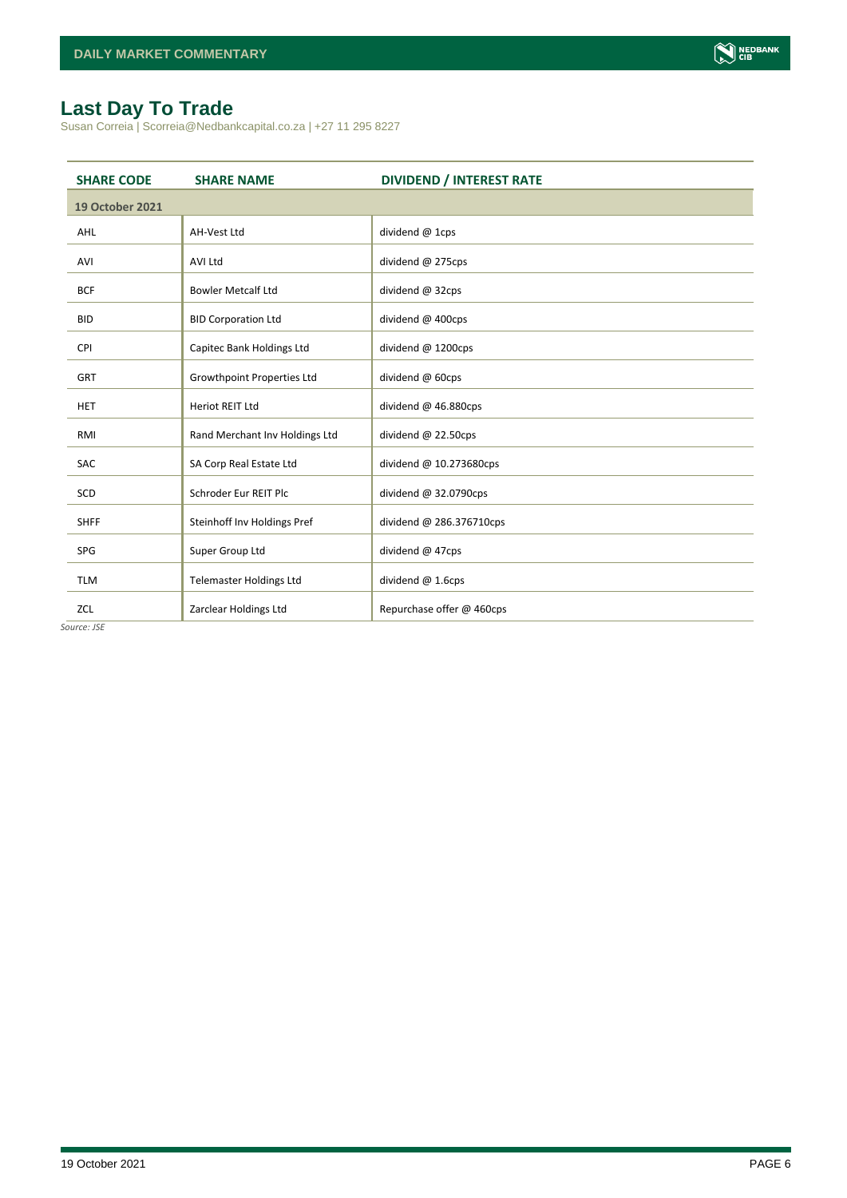## Last Day To Trade

Susan Correia | Scorreia@Nedbankcapital.co.za | +27 11 295 8227

| SHARE CODE | SHARE NAME | DIVIDEND / INTEREST RATE |
|---|---|---|
| **19 October 2021** | | |
| AHL | AH-Vest Ltd | dividend @ 1cps |
| AVI | AVI Ltd | dividend @ 275cps |
| BCF | Bowler Metcalf Ltd | dividend @ 32cps |
| BID | BID Corporation Ltd | dividend @ 400cps |
| CPI | Capitec Bank Holdings Ltd | dividend @ 1200cps |
| GRT | Growthpoint Properties Ltd | dividend @ 60cps |
| HET | Heriot REIT Ltd | dividend @ 46.880cps |
| RMI | Rand Merchant Inv Holdings Ltd | dividend @ 22.50cps |
| SAC | SA Corp Real Estate Ltd | dividend @ 10.273680cps |
| SCD | Schroder Eur REIT Plc | dividend @ 32.0790cps |
| SHFF | Steinhoff Inv Holdings Pref | dividend @ 286.376710cps |
| SPG | Super Group Ltd | dividend @ 47cps |
| TLM | Telemaster Holdings Ltd | dividend @ 1.6cps |
| ZCL | Zarclear Holdings Ltd | Repurchase offer @ 460cps |

*Source: JSE*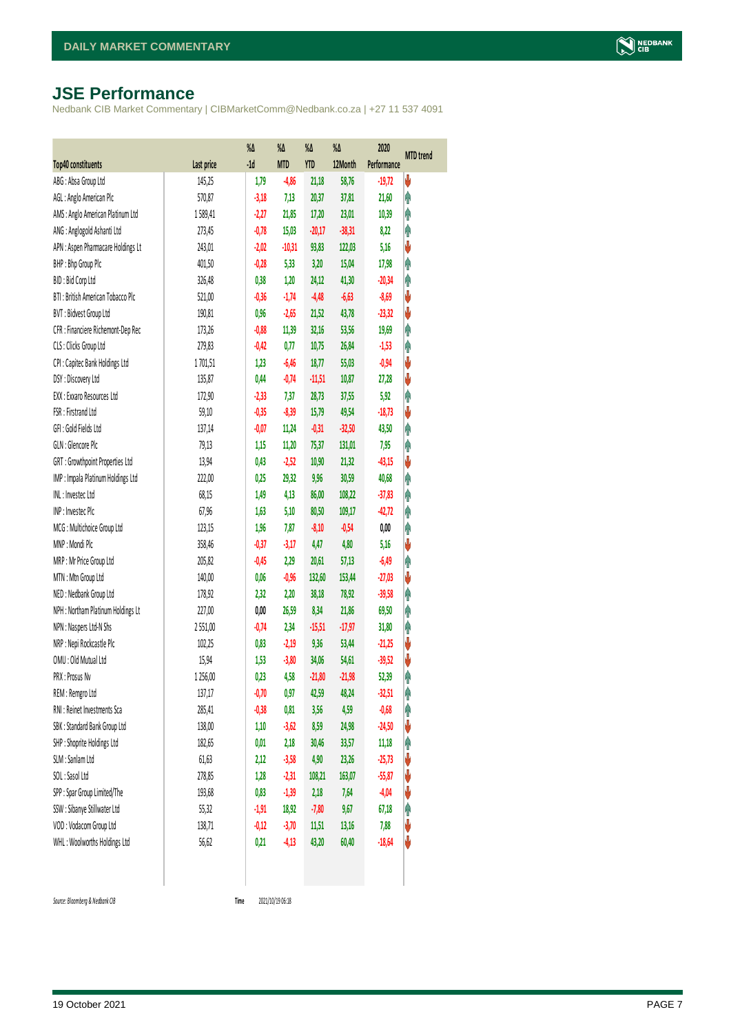# JSE Performance

Nedbank CIB Market Commentary | CIBMarketComm@Nedbank.co.za | +27 11 537 4091

| Top40 constituents | Last price | %Δ -1d | %Δ MTD | %Δ YTD | %Δ 12Month | 2020 Performance | MTD trend |
|---|---|---|---|---|---|---|---|
| ABG : Absa Group Ltd | 145,25 | 1,79 | -4,86 | 21,18 | 58,76 | -19,72 | ↓ |
| AGL : Anglo American Plc | 570,87 | -3,18 | 7,13 | 20,37 | 37,81 | 21,60 | ↑ |
| AMS : Anglo American Platinum Ltd | 1 589,41 | -2,27 | 21,85 | 17,20 | 23,01 | 10,39 | ↑ |
| ANG : Anglogold Ashanti Ltd | 273,45 | -0,78 | 15,03 | -20,17 | -38,31 | 8,22 | ↑ |
| APN : Aspen Pharmacare Holdings Lt | 243,01 | -2,02 | -10,31 | 93,83 | 122,03 | 5,16 | ↓ |
| BHP : Bhp Group Plc | 401,50 | -0,28 | 5,33 | 3,20 | 15,04 | 17,98 | ↑ |
| BID : Bid Corp Ltd | 326,48 | 0,38 | 1,20 | 24,12 | 41,30 | -20,34 | ↑ |
| BTI : British American Tobacco Plc | 521,00 | -0,36 | -1,74 | -4,48 | -6,63 | -8,69 | ↓ |
| BVT : Bidvest Group Ltd | 190,81 | 0,96 | -2,65 | 21,52 | 43,78 | -23,32 | ↓ |
| CFR : Financiere Richemont-Dep Rec | 173,26 | -0,88 | 11,39 | 32,16 | 53,56 | 19,69 | ↑ |
| CLS : Clicks Group Ltd | 279,83 | -0,42 | 0,77 | 10,75 | 26,84 | -1,53 | ↑ |
| CPI : Capitec Bank Holdings Ltd | 1 701,51 | 1,23 | -6,46 | 18,77 | 55,03 | -0,94 | ↓ |
| DSY : Discovery Ltd | 135,87 | 0,44 | -0,74 | -11,51 | 10,87 | 27,28 | ↓ |
| EXX : Exxaro Resources Ltd | 172,90 | -2,33 | 7,37 | 28,73 | 37,55 | 5,92 | ↑ |
| FSR : Firstrand Ltd | 59,10 | -0,35 | -8,39 | 15,79 | 49,54 | -18,73 | ↓ |
| GFI : Gold Fields Ltd | 137,14 | -0,07 | 11,24 | -0,31 | -32,50 | 43,50 | ↑ |
| GLN : Glencore Plc | 79,13 | 1,15 | 11,20 | 75,37 | 131,01 | 7,95 | ↑ |
| GRT : Growthpoint Properties Ltd | 13,94 | 0,43 | -2,52 | 10,90 | 21,32 | -43,15 | ↓ |
| IMP : Impala Platinum Holdings Ltd | 222,00 | 0,25 | 29,32 | 9,96 | 30,59 | 40,68 | ↑ |
| INL : Investec Ltd | 68,15 | 1,49 | 4,13 | 86,00 | 108,22 | -37,83 | ↑ |
| INP : Investec Plc | 67,96 | 1,63 | 5,10 | 80,50 | 109,17 | -42,72 | ↑ |
| MCG : Multichoice Group Ltd | 123,15 | 1,96 | 7,87 | -8,10 | -0,54 | 0,00 | ↑ |
| MNP : Mondi Plc | 358,46 | -0,37 | -3,17 | 4,47 | 4,80 | 5,16 | ↓ |
| MRP : Mr Price Group Ltd | 205,82 | -0,45 | 2,29 | 20,61 | 57,13 | -6,49 | ↑ |
| MTN : Mtn Group Ltd | 140,00 | 0,06 | -0,96 | 132,60 | 153,44 | -27,03 | ↓ |
| NED : Nedbank Group Ltd | 178,92 | 2,32 | 2,20 | 38,18 | 78,92 | -39,58 | ↑ |
| NPH : Northam Platinum Holdings Lt | 227,00 | 0,00 | 26,59 | 8,34 | 21,86 | 69,50 | ↑ |
| NPN : Naspers Ltd-N Shs | 2 551,00 | -0,74 | 2,34 | -15,51 | -17,97 | 31,80 | ↑ |
| NRP : Nepi Rockcastle Plc | 102,25 | 0,83 | -2,19 | 9,36 | 53,44 | -21,25 | ↓ |
| OMU : Old Mutual Ltd | 15,94 | 1,53 | -3,80 | 34,06 | 54,61 | -39,52 | ↓ |
| PRX : Prosus Nv | 1 256,00 | 0,23 | 4,58 | -21,80 | -21,98 | 52,39 | ↑ |
| REM : Remgro Ltd | 137,17 | -0,70 | 0,97 | 42,59 | 48,24 | -32,51 | ↑ |
| RNI : Reinet Investments Sca | 285,41 | -0,38 | 0,81 | 3,56 | 4,59 | -0,68 | ↑ |
| SBK : Standard Bank Group Ltd | 138,00 | 1,10 | -3,62 | 8,59 | 24,98 | -24,50 | ↓ |
| SHP : Shoprite Holdings Ltd | 182,65 | 0,01 | 2,18 | 30,46 | 33,57 | 11,18 | ↑ |
| SLM : Sanlam Ltd | 61,63 | 2,12 | -3,58 | 4,90 | 23,26 | -25,73 | ↓ |
| SOL : Sasol Ltd | 278,85 | 1,28 | -2,31 | 108,21 | 163,07 | -55,87 | ↓ |
| SPP : Spar Group Limited/The | 193,68 | 0,83 | -1,39 | 2,18 | 7,64 | -4,04 | ↓ |
| SSW : Sibanye Stillwater Ltd | 55,32 | -1,91 | 18,92 | -7,80 | 9,67 | 67,18 | ↑ |
| VOD : Vodacom Group Ltd | 138,71 | -0,12 | -3,70 | 11,51 | 13,16 | 7,88 | ↓ |
| WHL : Woolworths Holdings Ltd | 56,62 | 0,21 | -4,13 | 43,20 | 60,40 | -18,64 | ↓ |

*Source: Bloomberg & Nedbank CIB*  Time 2021/10/19 06:18

19 October 2021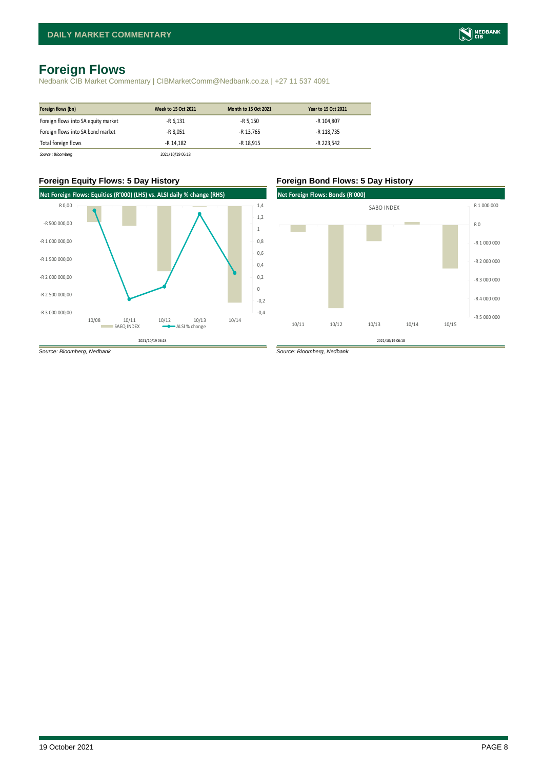# Foreign Flows

Nedbank CIB Market Commentary | CIBMarketComm@Nedbank.co.za | +27 11 537 4091

| Foreign flows (bn) | Week to 15 Oct 2021 | Month to 15 Oct 2021 | Year to 15 Oct 2021 |
|---|---|---|---|
| Foreign flows into SA equity market | -R 6,131 | -R 5,150 | -R 104,807 |
| Foreign flows into SA bond market | -R 8,051 | -R 13,765 | -R 118,735 |
| Total foreign flows | -R 14,182 | -R 18,915 | -R 223,542 |

*Source : Bloomberg* 2021/10/19 06:18

### Foreign Equity Flows: 5 Day History

Net Foreign Flows: Equities (R'000) (LHS) vs. ALSI daily % change (RHS)

2021/10/19 06:18

*Source: Bloomberg, Nedbank*

### Foreign Bond Flows: 5 Day History

Net Foreign Flows: Bonds (R'000)

2021/10/19 06:18

*Source: Bloomberg, Nedbank*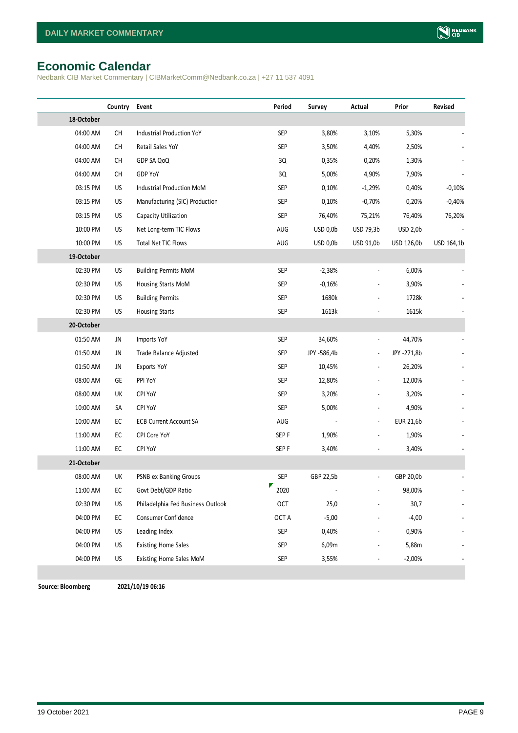# Economic Calendar

Nedbank CIB Market Commentary | CIBMarketComm@Nedbank.co.za | +27 11 537 4091

| | Country | Event | Period | Survey | Actual | Prior | Revised |
|---|---|---|---|---|---|---|---|
| **18-October** | | | | | | | |
| 04:00 AM | CH | Industrial Production YoY | SEP | 3,80% | 3,10% | 5,30% | - |
| 04:00 AM | CH | Retail Sales YoY | SEP | 3,50% | 4,40% | 2,50% | - |
| 04:00 AM | CH | GDP SA QoQ | 3Q | 0,35% | 0,20% | 1,30% | - |
| 04:00 AM | CH | GDP YoY | 3Q | 5,00% | 4,90% | 7,90% | - |
| 03:15 PM | US | Industrial Production MoM | SEP | 0,10% | -1,29% | 0,40% | -0,10% |
| 03:15 PM | US | Manufacturing (SIC) Production | SEP | 0,10% | -0,70% | 0,20% | -0,40% |
| 03:15 PM | US | Capacity Utilization | SEP | 76,40% | 75,21% | 76,40% | 76,20% |
| 10:00 PM | US | Net Long-term TIC Flows | AUG | USD 0,0b | USD 79,3b | USD 2,0b | - |
| 10:00 PM | US | Total Net TIC Flows | AUG | USD 0,0b | USD 91,0b | USD 126,0b | USD 164,1b |
| **19-October** | | | | | | | |
| 02:30 PM | US | Building Permits MoM | SEP | -2,38% | - | 6,00% | - |
| 02:30 PM | US | Housing Starts MoM | SEP | -0,16% | - | 3,90% | - |
| 02:30 PM | US | Building Permits | SEP | 1680k | - | 1728k | - |
| 02:30 PM | US | Housing Starts | SEP | 1613k | - | 1615k | - |
| **20-October** | | | | | | | |
| 01:50 AM | JN | Imports YoY | SEP | 34,60% | - | 44,70% | - |
| 01:50 AM | JN | Trade Balance Adjusted | SEP | JPY -586,4b | - | JPY -271,8b | - |
| 01:50 AM | JN | Exports YoY | SEP | 10,45% | - | 26,20% | - |
| 08:00 AM | GE | PPI YoY | SEP | 12,80% | - | 12,00% | - |
| 08:00 AM | UK | CPI YoY | SEP | 3,20% | - | 3,20% | - |
| 10:00 AM | SA | CPI YoY | SEP | 5,00% | - | 4,90% | - |
| 10:00 AM | EC | ECB Current Account SA | AUG | - | - | EUR 21,6b | - |
| 11:00 AM | EC | CPI Core YoY | SEP F | 1,90% | - | 1,90% | - |
| 11:00 AM | EC | CPI YoY | SEP F | 3,40% | - | 3,40% | - |
| **21-October** | | | | | | | |
| 08:00 AM | UK | PSNB ex Banking Groups | SEP | GBP 22,5b | - | GBP 20,0b | - |
| 11:00 AM | EC | Govt Debt/GDP Ratio | 2020 | - | - | 98,00% | - |
| 02:30 PM | US | Philadelphia Fed Business Outlook | OCT | 25,0 | - | 30,7 | - |
| 04:00 PM | EC | Consumer Confidence | OCT A | -5,00 | - | -4,00 | - |
| 04:00 PM | US | Leading Index | SEP | 0,40% | - | 0,90% | - |
| 04:00 PM | US | Existing Home Sales | SEP | 6,09m | - | 5,88m | - |
| 04:00 PM | US | Existing Home Sales MoM | SEP | 3,55% | - | -2,00% | - |

**Source: Bloomberg** **2021/10/19 06:16**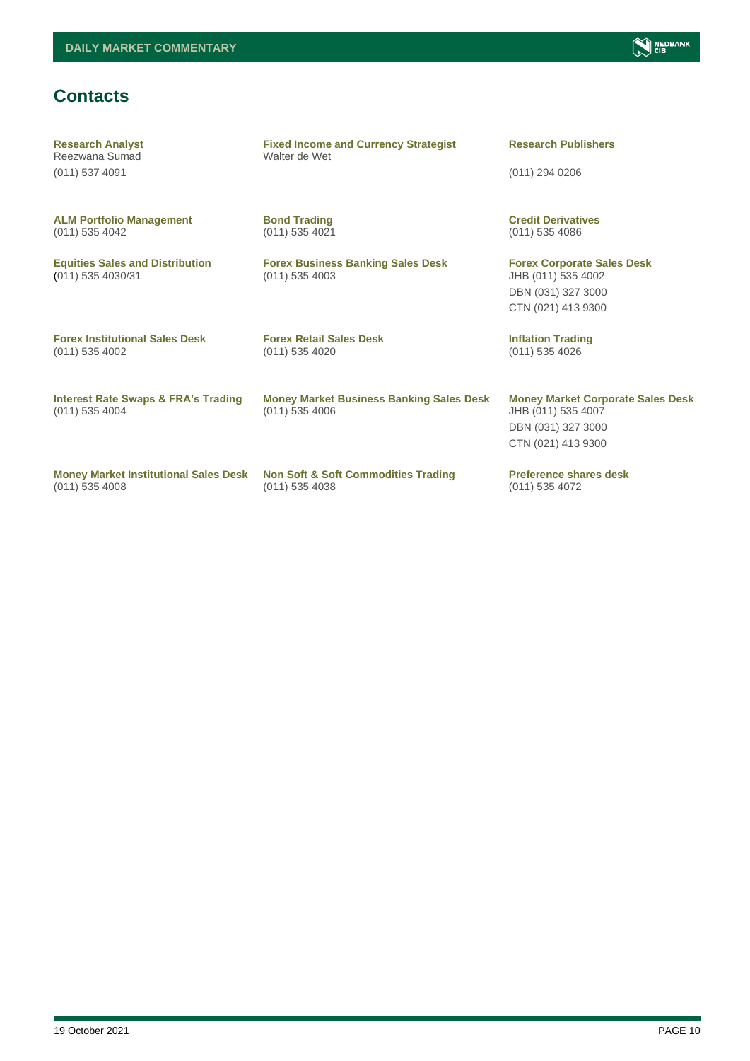# Contacts

**Research Analyst**
Reezwana Sumad
(011) 537 4091

**Fixed Income and Currency Strategist**
Walter de Wet

**Research Publishers**
(011) 294 0206

**ALM Portfolio Management**
(011) 535 4042

**Bond Trading**
(011) 535 4021

**Credit Derivatives**
(011) 535 4086

**Equities Sales and Distribution**
(011) 535 4030/31

**Forex Business Banking Sales Desk**
(011) 535 4003

**Forex Corporate Sales Desk**
JHB (011) 535 4002
DBN (031) 327 3000
CTN (021) 413 9300

**Forex Institutional Sales Desk**
(011) 535 4002

**Forex Retail Sales Desk**
(011) 535 4020

**Inflation Trading**
(011) 535 4026

**Interest Rate Swaps & FRA's Trading**
(011) 535 4004

**Money Market Business Banking Sales Desk**
(011) 535 4006

**Money Market Corporate Sales Desk**
JHB (011) 535 4007
DBN (031) 327 3000
CTN (021) 413 9300

**Money Market Institutional Sales Desk**
(011) 535 4008

**Non Soft & Soft Commodities Trading**
(011) 535 4038

**Preference shares desk**
(011) 535 4072